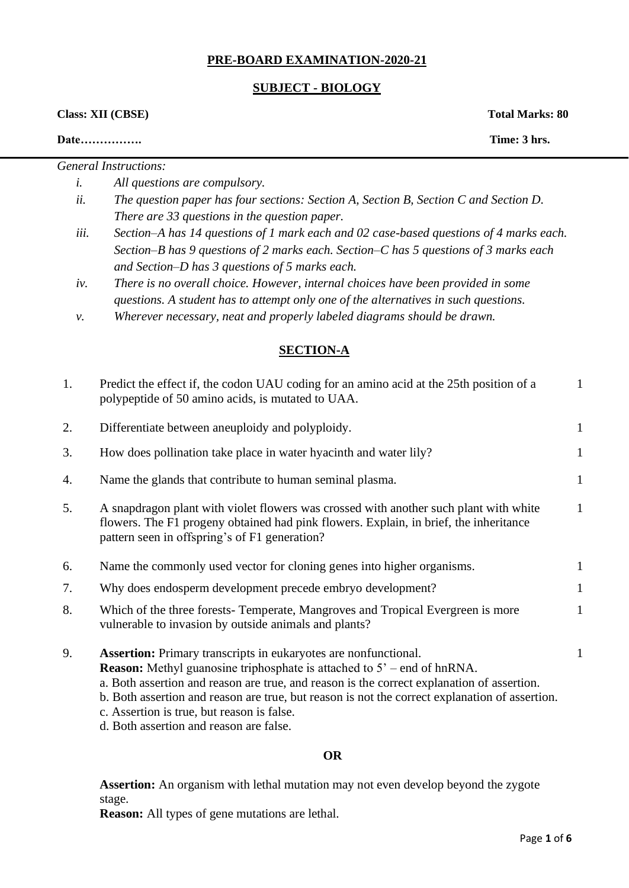## PRE-BOARD EXAMINATION-2020-21

## SUBJECT - BIOLOGY

**Class: XII (CBSE)** **Total Marks: 80**

**Date…………….** **Time: 3 hrs.**

*General Instructions:*

i. *All questions are compulsory.*
ii. *The question paper has four sections: Section A, Section B, Section C and Section D. There are 33 questions in the question paper.*
iii. *Section–A has 14 questions of 1 mark each and 02 case-based questions of 4 marks each. Section–B has 9 questions of 2 marks each. Section–C has 5 questions of 3 marks each and Section–D has 3 questions of 5 marks each.*
iv. *There is no overall choice. However, internal choices have been provided in some questions. A student has to attempt only one of the alternatives in such questions.*
v. *Wherever necessary, neat and properly labeled diagrams should be drawn.*

## SECTION-A

1. Predict the effect if, the codon UAU coding for an amino acid at the 25th position of a polypeptide of 50 amino acids, is mutated to UAA. **1**

2. Differentiate between aneuploidy and polyploidy. **1**

3. How does pollination take place in water hyacinth and water lily? **1**

4. Name the glands that contribute to human seminal plasma. **1**

5. A snapdragon plant with violet flowers was crossed with another such plant with white flowers. The F1 progeny obtained had pink flowers. Explain, in brief, the inheritance pattern seen in offspring's of F1 generation? **1**

6. Name the commonly used vector for cloning genes into higher organisms. **1**

7. Why does endosperm development precede embryo development? **1**

8. Which of the three forests- Temperate, Mangroves and Tropical Evergreen is more vulnerable to invasion by outside animals and plants? **1**

9. **Assertion:** Primary transcripts in eukaryotes are nonfunctional. **1**
   **Reason:** Methyl guanosine triphosphate is attached to 5' – end of hnRNA.
   a. Both assertion and reason are true, and reason is the correct explanation of assertion.
   b. Both assertion and reason are true, but reason is not the correct explanation of assertion.
   c. Assertion is true, but reason is false.
   d. Both assertion and reason are false.

**OR**

**Assertion:** An organism with lethal mutation may not even develop beyond the zygote stage.
**Reason:** All types of gene mutations are lethal.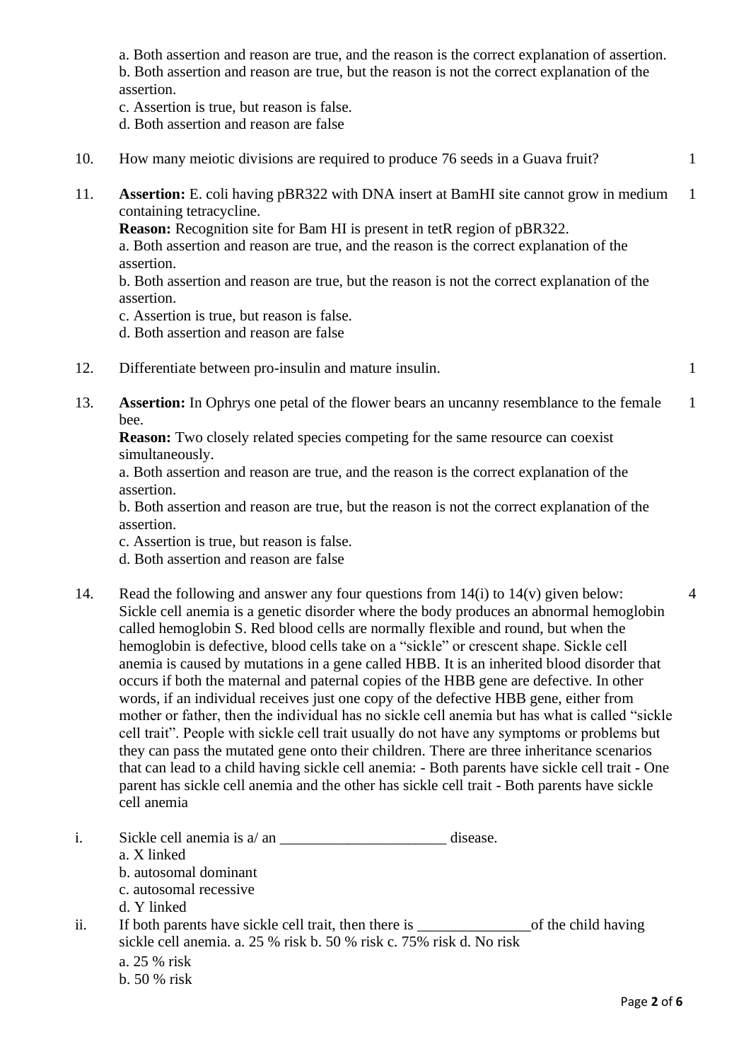a. Both assertion and reason are true, and the reason is the correct explanation of assertion.
b. Both assertion and reason are true, but the reason is not the correct explanation of the assertion.
c. Assertion is true, but reason is false.
d. Both assertion and reason are false

10. How many meiotic divisions are required to produce 76 seeds in a Guava fruit? 1

11. **Assertion:** E. coli having pBR322 with DNA insert at BamHI site cannot grow in medium containing tetracycline. 1
**Reason:** Recognition site for Bam HI is present in tetR region of pBR322.
a. Both assertion and reason are true, and the reason is the correct explanation of the assertion.
b. Both assertion and reason are true, but the reason is not the correct explanation of the assertion.
c. Assertion is true, but reason is false.
d. Both assertion and reason are false

12. Differentiate between pro-insulin and mature insulin. 1

13. **Assertion:** In Ophrys one petal of the flower bears an uncanny resemblance to the female bee. 1
**Reason:** Two closely related species competing for the same resource can coexist simultaneously.
a. Both assertion and reason are true, and the reason is the correct explanation of the assertion.
b. Both assertion and reason are true, but the reason is not the correct explanation of the assertion.
c. Assertion is true, but reason is false.
d. Both assertion and reason are false

14. Read the following and answer any four questions from 14(i) to 14(v) given below: 4
Sickle cell anemia is a genetic disorder where the body produces an abnormal hemoglobin called hemoglobin S. Red blood cells are normally flexible and round, but when the hemoglobin is defective, blood cells take on a "sickle" or crescent shape. Sickle cell anemia is caused by mutations in a gene called HBB. It is an inherited blood disorder that occurs if both the maternal and paternal copies of the HBB gene are defective. In other words, if an individual receives just one copy of the defective HBB gene, either from mother or father, then the individual has no sickle cell anemia but has what is called "sickle cell trait". People with sickle cell trait usually do not have any symptoms or problems but they can pass the mutated gene onto their children. There are three inheritance scenarios that can lead to a child having sickle cell anemia: - Both parents have sickle cell trait - One parent has sickle cell anemia and the other has sickle cell trait - Both parents have sickle cell anemia

i. Sickle cell anemia is a/ an ______________________ disease.
a. X linked
b. autosomal dominant
c. autosomal recessive
d. Y linked

ii. If both parents have sickle cell trait, then there is _______________of the child having sickle cell anemia. a. 25 % risk b. 50 % risk c. 75% risk d. No risk
a. 25 % risk
b. 50 % risk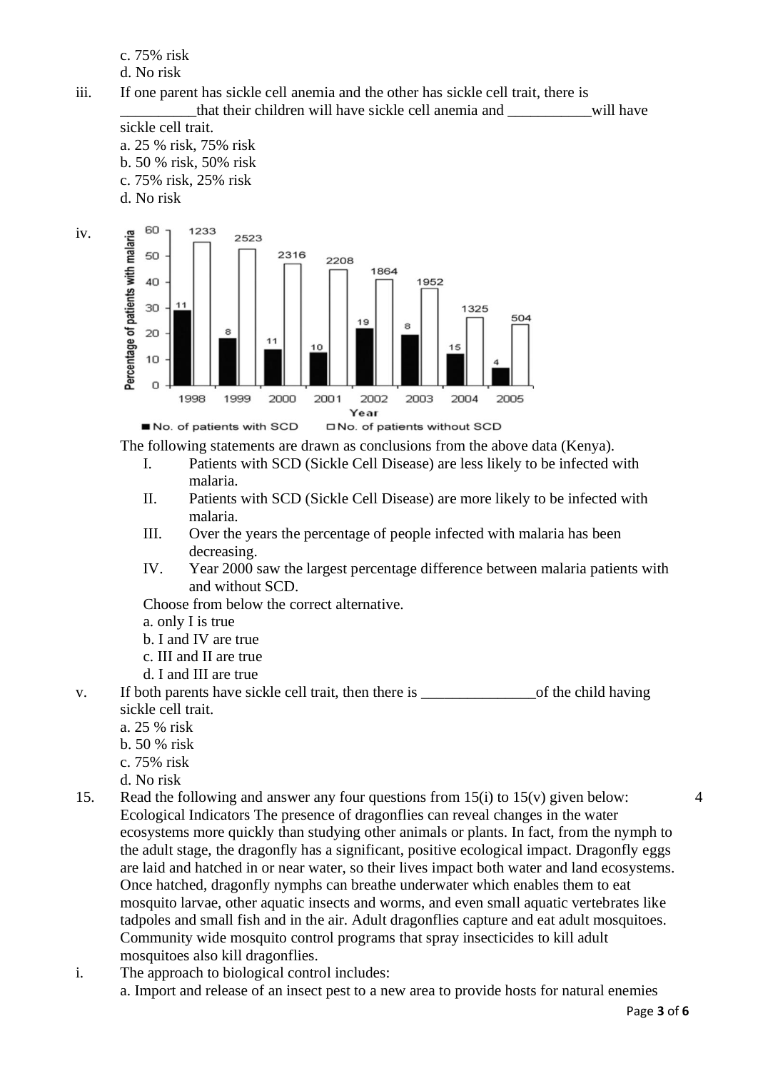c. 75% risk
d. No risk

iii. If one parent has sickle cell anemia and the other has sickle cell trait, there is __________that their children will have sickle cell anemia and ___________will have sickle cell trait.
a. 25 % risk, 75% risk
b. 50 % risk, 50% risk
c. 75% risk, 25% risk
d. No risk

iv.

| Year | No. of patients with SCD | No. of patients without SCD |
|---|---|---|
| 1998 | 11 | 1233 |
| 1999 | 8 | 2523 |
| 2000 | 11 | 2316 |
| 2001 | 10 | 2208 |
| 2002 | 19 | 1864 |
| 2003 | 8 | 1952 |
| 2004 | 15 | 1325 |
| 2005 | 4 | 504 |

(Y-axis: Percentage of patients with malaria, 0–60; X-axis: Year)

The following statements are drawn as conclusions from the above data (Kenya).

I. Patients with SCD (Sickle Cell Disease) are less likely to be infected with malaria.
II. Patients with SCD (Sickle Cell Disease) are more likely to be infected with malaria.
III. Over the years the percentage of people infected with malaria has been decreasing.
IV. Year 2000 saw the largest percentage difference between malaria patients with and without SCD.

Choose from below the correct alternative.
a. only I is true
b. I and IV are true
c. III and II are true
d. I and III are true

v. If both parents have sickle cell trait, then there is _______________of the child having sickle cell trait.
a. 25 % risk
b. 50 % risk
c. 75% risk
d. No risk

15. Read the following and answer any four questions from 15(i) to 15(v) given below: 4

Ecological Indicators The presence of dragonflies can reveal changes in the water ecosystems more quickly than studying other animals or plants. In fact, from the nymph to the adult stage, the dragonfly has a significant, positive ecological impact. Dragonfly eggs are laid and hatched in or near water, so their lives impact both water and land ecosystems. Once hatched, dragonfly nymphs can breathe underwater which enables them to eat mosquito larvae, other aquatic insects and worms, and even small aquatic vertebrates like tadpoles and small fish and in the air. Adult dragonflies capture and eat adult mosquitoes. Community wide mosquito control programs that spray insecticides to kill adult mosquitoes also kill dragonflies.

i. The approach to biological control includes:
a. Import and release of an insect pest to a new area to provide hosts for natural enemies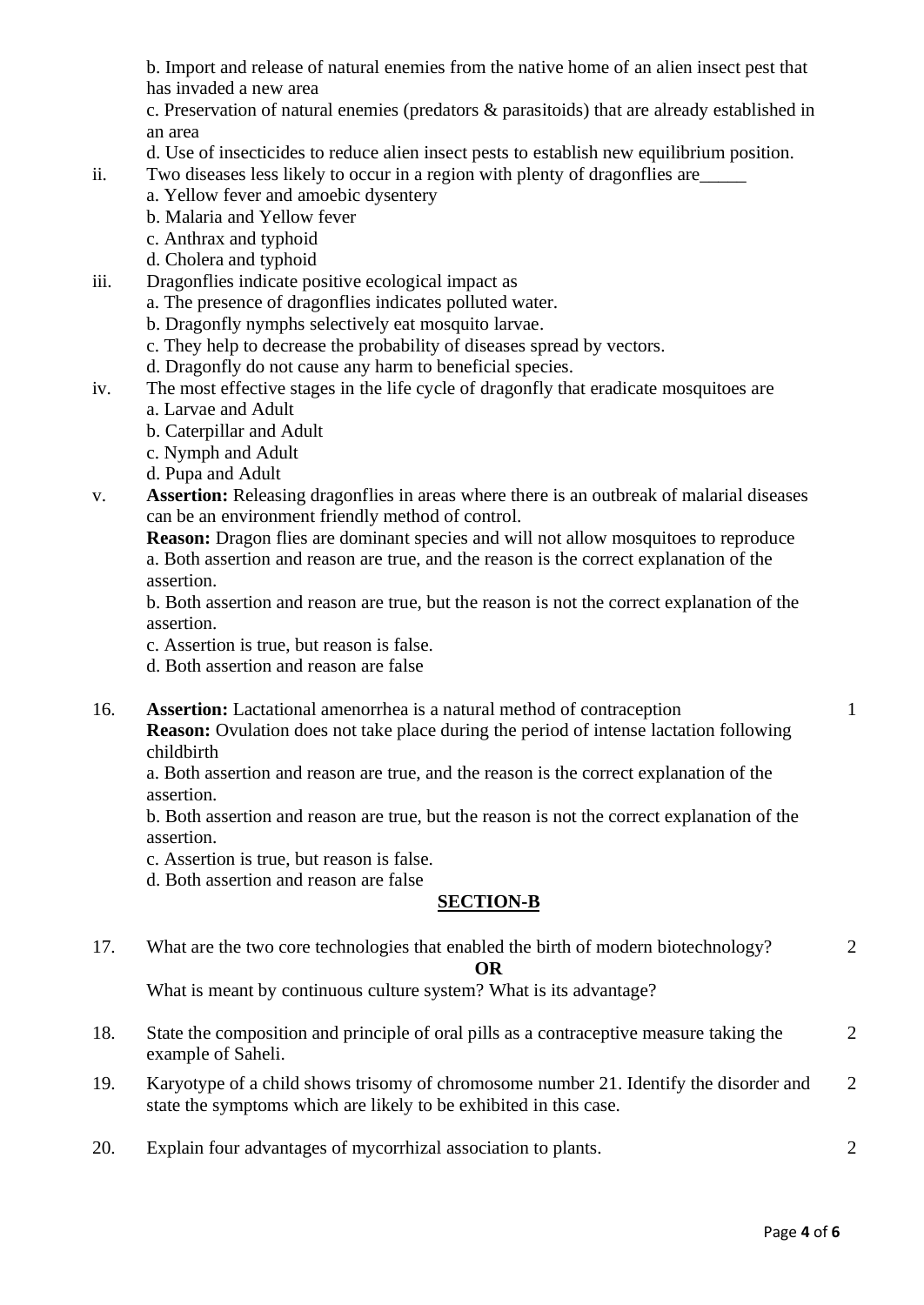b. Import and release of natural enemies from the native home of an alien insect pest that has invaded a new area

c. Preservation of natural enemies (predators & parasitoids) that are already established in an area

d. Use of insecticides to reduce alien insect pests to establish new equilibrium position.

ii. Two diseases less likely to occur in a region with plenty of dragonflies are_____

a. Yellow fever and amoebic dysentery

b. Malaria and Yellow fever

c. Anthrax and typhoid

d. Cholera and typhoid

iii. Dragonflies indicate positive ecological impact as

a. The presence of dragonflies indicates polluted water.

b. Dragonfly nymphs selectively eat mosquito larvae.

c. They help to decrease the probability of diseases spread by vectors.

d. Dragonfly do not cause any harm to beneficial species.

iv. The most effective stages in the life cycle of dragonfly that eradicate mosquitoes are

a. Larvae and Adult

b. Caterpillar and Adult

c. Nymph and Adult

d. Pupa and Adult

v. **Assertion:** Releasing dragonflies in areas where there is an outbreak of malarial diseases can be an environment friendly method of control.

**Reason:** Dragon flies are dominant species and will not allow mosquitoes to reproduce

a. Both assertion and reason are true, and the reason is the correct explanation of the assertion.

b. Both assertion and reason are true, but the reason is not the correct explanation of the assertion.

c. Assertion is true, but reason is false.

d. Both assertion and reason are false

16. **Assertion:** Lactational amenorrhea is a natural method of contraception — 1

**Reason:** Ovulation does not take place during the period of intense lactation following childbirth

a. Both assertion and reason are true, and the reason is the correct explanation of the assertion.

b. Both assertion and reason are true, but the reason is not the correct explanation of the assertion.

c. Assertion is true, but reason is false.

d. Both assertion and reason are false

## SECTION-B

17. What are the two core technologies that enabled the birth of modern biotechnology? — 2

**OR**

What is meant by continuous culture system? What is its advantage?

18. State the composition and principle of oral pills as a contraceptive measure taking the example of Saheli. — 2

19. Karyotype of a child shows trisomy of chromosome number 21. Identify the disorder and state the symptoms which are likely to be exhibited in this case. — 2

20. Explain four advantages of mycorrhizal association to plants. — 2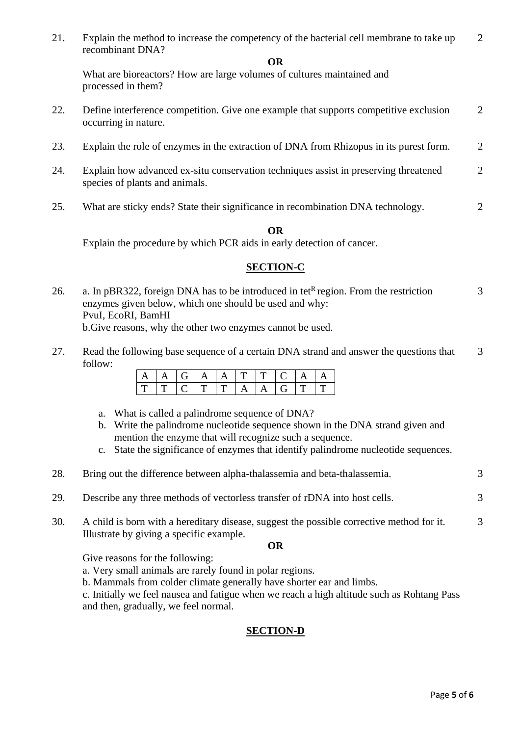21. Explain the method to increase the competency of the bacterial cell membrane to take up recombinant DNA? 2

**OR**

What are bioreactors? How are large volumes of cultures maintained and processed in them?

22. Define interference competition. Give one example that supports competitive exclusion occurring in nature. 2

23. Explain the role of enzymes in the extraction of DNA from Rhizopus in its purest form. 2

24. Explain how advanced ex-situ conservation techniques assist in preserving threatened species of plants and animals. 2

25. What are sticky ends? State their significance in recombination DNA technology. 2

**OR**

Explain the procedure by which PCR aids in early detection of cancer.

## SECTION-C

26. a. In pBR322, foreign DNA has to be introduced in $tet^R$ region. From the restriction enzymes given below, which one should be used and why: 3
PvuI, EcoRI, BamHI
b. Give reasons, why the other two enzymes cannot be used.

27. Read the following base sequence of a certain DNA strand and answer the questions that follow: 3

| A | A | G | A | A | T | T | C | A | A |
|---|---|---|---|---|---|---|---|---|---|
| T | T | C | T | T | A | A | G | T | T |

   a. What is called a palindrome sequence of DNA?
   b. Write the palindrome nucleotide sequence shown in the DNA strand given and mention the enzyme that will recognize such a sequence.
   c. State the significance of enzymes that identify palindrome nucleotide sequences.

28. Bring out the difference between alpha-thalassemia and beta-thalassemia. 3

29. Describe any three methods of vectorless transfer of rDNA into host cells. 3

30. A child is born with a hereditary disease, suggest the possible corrective method for it. Illustrate by giving a specific example. 3

**OR**

Give reasons for the following:
a. Very small animals are rarely found in polar regions.
b. Mammals from colder climate generally have shorter ear and limbs.
c. Initially we feel nausea and fatigue when we reach a high altitude such as Rohtang Pass and then, gradually, we feel normal.

## SECTION-D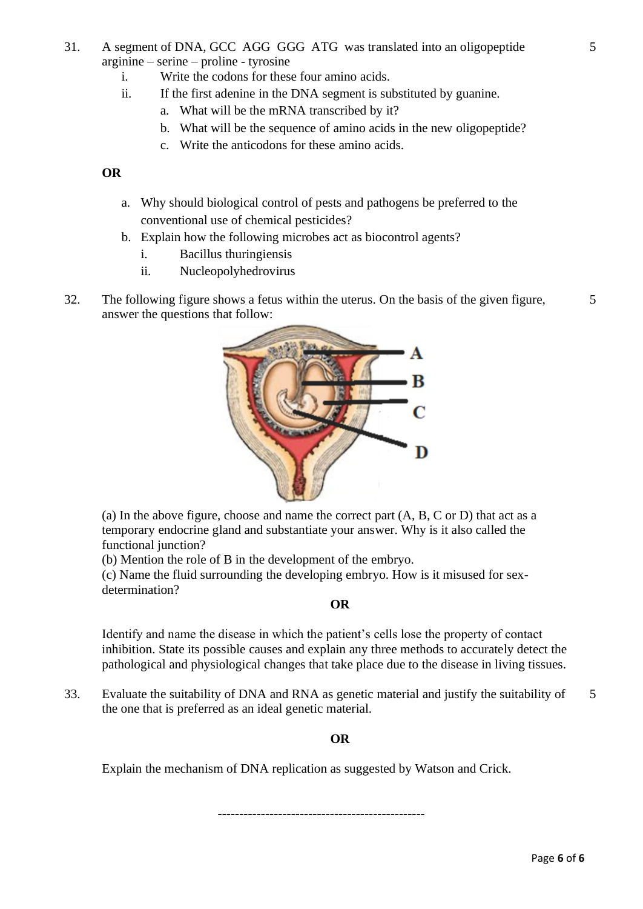31. A segment of DNA, GCC AGG GGG ATG was translated into an oligopeptide arginine – serine – proline - tyrosine (5)

    i. Write the codons for these four amino acids.

    ii. If the first adenine in the DNA segment is substituted by guanine.

    a. What will be the mRNA transcribed by it?

    b. What will be the sequence of amino acids in the new oligopeptide?

    c. Write the anticodons for these amino acids.

**OR**

a. Why should biological control of pests and pathogens be preferred to the conventional use of chemical pesticides?

b. Explain how the following microbes act as biocontrol agents?

    i. Bacillus thuringiensis

    ii. Nucleopolyhedrovirus

32. The following figure shows a fetus within the uterus. On the basis of the given figure, answer the questions that follow: (5)

A

B

C

D

(a) In the above figure, choose and name the correct part (A, B, C or D) that act as a temporary endocrine gland and substantiate your answer. Why is it also called the functional junction?

(b) Mention the role of B in the development of the embryo.

(c) Name the fluid surrounding the developing embryo. How is it misused for sex-determination?

**OR**

Identify and name the disease in which the patient's cells lose the property of contact inhibition. State its possible causes and explain any three methods to accurately detect the pathological and physiological changes that take place due to the disease in living tissues.

33. Evaluate the suitability of DNA and RNA as genetic material and justify the suitability of the one that is preferred as an ideal genetic material. (5)

**OR**

Explain the mechanism of DNA replication as suggested by Watson and Crick.

-----------------------------------------------